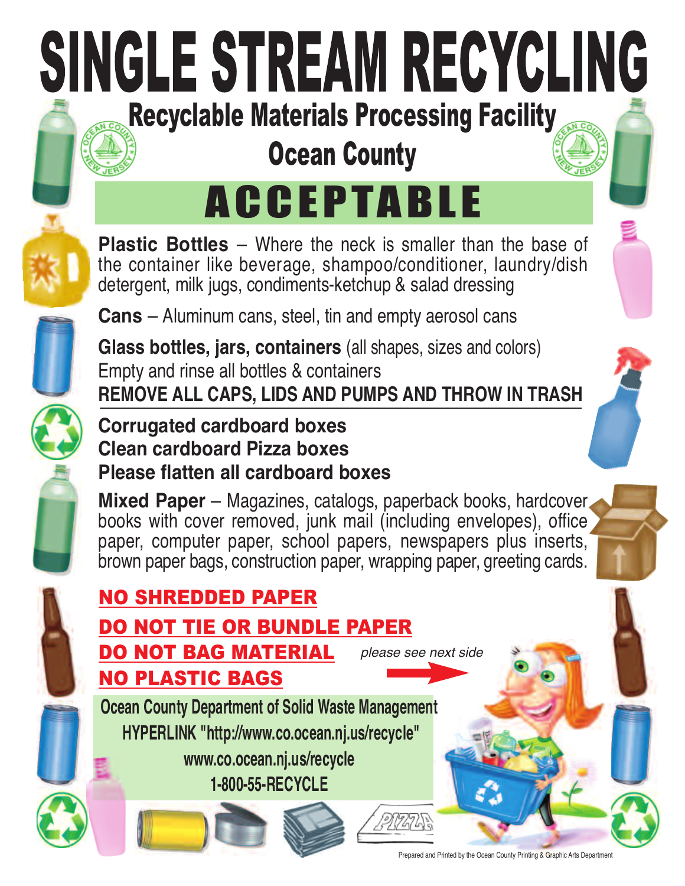# SINGLE STREAM RECYCLING

## Recyclable Materials Processing Facility

## Ocean County

# ACCEPTABLE

**Plastic Bottles** – Where the neck is smaller than the base of the container like beverage, shampoo/conditioner, laundry/dish detergent, milk jugs, condiments-ketchup & salad dressing

**Cans** – Aluminum cans, steel, tin and empty aerosol cans

**Glass bottles, jars, containers** (all shapes, sizes and colors)
Empty and rinse all bottles & containers
**REMOVE ALL CAPS, LIDS AND PUMPS AND THROW IN TRASH**

**Corrugated cardboard boxes**
**Clean cardboard Pizza boxes**
**Please flatten all cardboard boxes**

**Mixed Paper** – Magazines, catalogs, paperback books, hardcover books with cover removed, junk mail (including envelopes), office paper, computer paper, school papers, newspapers plus inserts, brown paper bags, construction paper, wrapping paper, greeting cards.

**NO SHREDDED PAPER**

**DO NOT TIE OR BUNDLE PAPER**

**DO NOT BAG MATERIAL**

**NO PLASTIC BAGS**

*please see next side*

**Ocean County Department of Solid Waste Management**
**HYPERLINK "http://www.co.ocean.nj.us/recycle"**
**www.co.ocean.nj.us/recycle**
**1-800-55-RECYCLE**

Prepared and Printed by the Ocean County Printing & Graphic Arts Department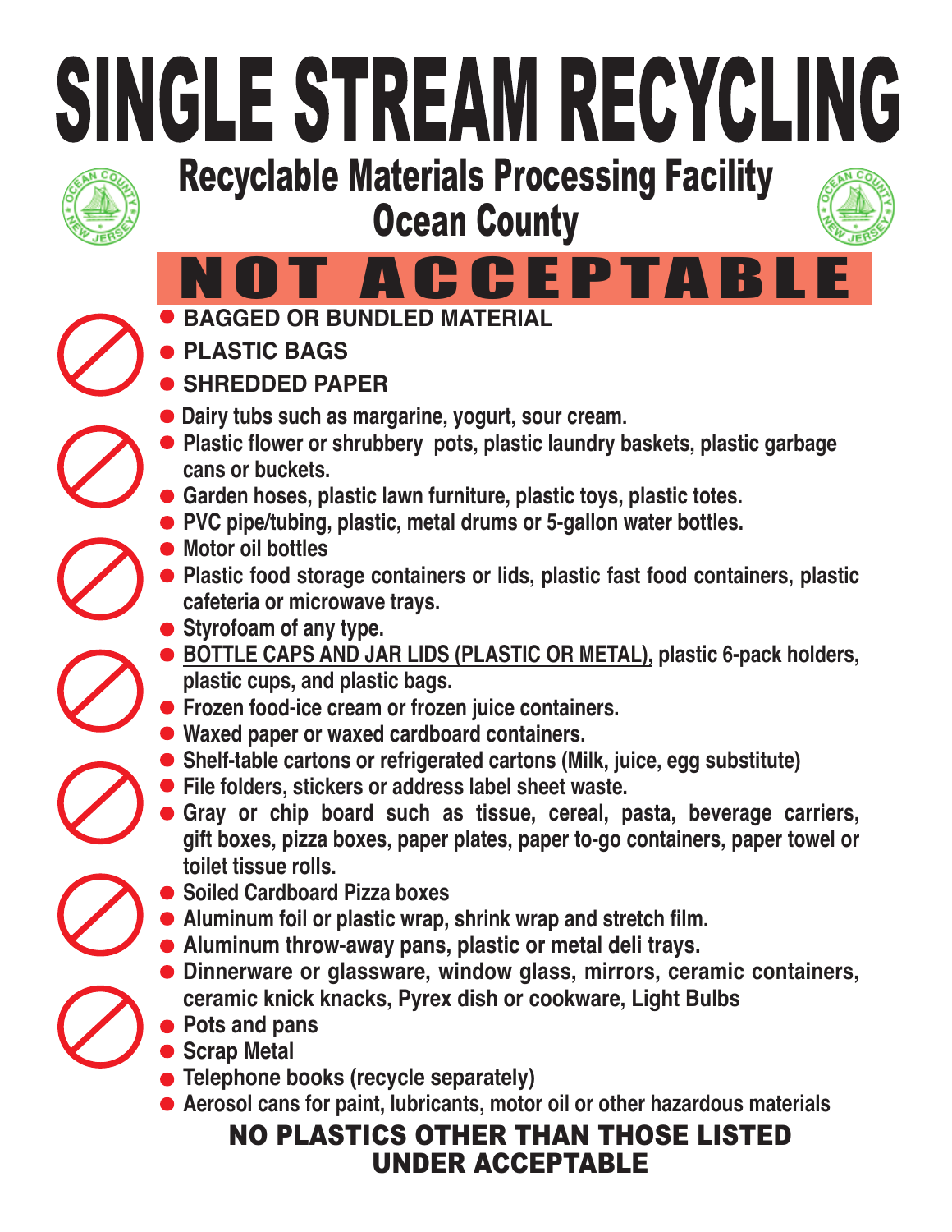# SINGLE STREAM RECYCLING

## Recyclable Materials Processing Facility
## Ocean County

## NOT ACCEPTABLE

- **BAGGED OR BUNDLED MATERIAL**
- **PLASTIC BAGS**
- **SHREDDED PAPER**
- **Dairy tubs such as margarine, yogurt, sour cream.**
- **Plastic flower or shrubbery pots, plastic laundry baskets, plastic garbage cans or buckets.**
- **Garden hoses, plastic lawn furniture, plastic toys, plastic totes.**
- **PVC pipe/tubing, plastic, metal drums or 5-gallon water bottles.**
- **Motor oil bottles**
- **Plastic food storage containers or lids, plastic fast food containers, plastic cafeteria or microwave trays.**
- **Styrofoam of any type.**
- **<u>BOTTLE CAPS AND JAR LIDS (PLASTIC OR METAL),</u> plastic 6-pack holders, plastic cups, and plastic bags.**
- **Frozen food-ice cream or frozen juice containers.**
- **Waxed paper or waxed cardboard containers.**
- **Shelf-table cartons or refrigerated cartons (Milk, juice, egg substitute)**
- **File folders, stickers or address label sheet waste.**
- **Gray or chip board such as tissue, cereal, pasta, beverage carriers, gift boxes, pizza boxes, paper plates, paper to-go containers, paper towel or toilet tissue rolls.**
- **Soiled Cardboard Pizza boxes**
- **Aluminum foil or plastic wrap, shrink wrap and stretch film.**
- **Aluminum throw-away pans, plastic or metal deli trays.**
- **Dinnerware or glassware, window glass, mirrors, ceramic containers, ceramic knick knacks, Pyrex dish or cookware, Light Bulbs**
- **Pots and pans**
- **Scrap Metal**
- **Telephone books (recycle separately)**
- **Aerosol cans for paint, lubricants, motor oil or other hazardous materials**

**NO PLASTICS OTHER THAN THOSE LISTED UNDER ACCEPTABLE**